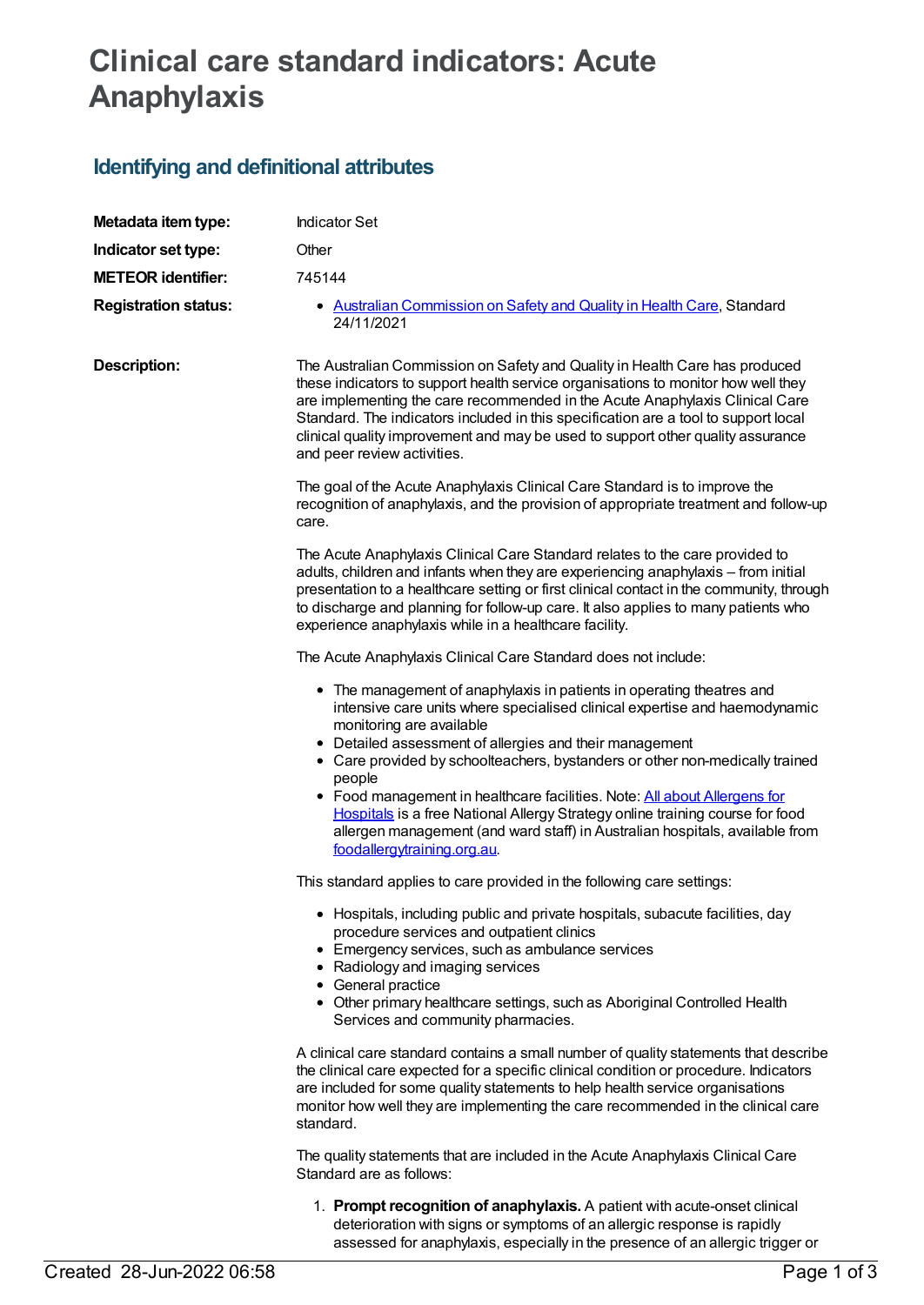# Clinical care standard indicators: Acute Anaphylaxis

## Identifying and definitional attributes

| | |
|---|---|
| **Metadata item type:** | Indicator Set |
| **Indicator set type:** | Other |
| **METEOR identifier:** | 745144 |
| **Registration status:** | • [Australian Commission on Safety and Quality in Health Care](), Standard 24/11/2021 |

**Description:**

The Australian Commission on Safety and Quality in Health Care has produced these indicators to support health service organisations to monitor how well they are implementing the care recommended in the Acute Anaphylaxis Clinical Care Standard. The indicators included in this specification are a tool to support local clinical quality improvement and may be used to support other quality assurance and peer review activities.

The goal of the Acute Anaphylaxis Clinical Care Standard is to improve the recognition of anaphylaxis, and the provision of appropriate treatment and follow-up care.

The Acute Anaphylaxis Clinical Care Standard relates to the care provided to adults, children and infants when they are experiencing anaphylaxis – from initial presentation to a healthcare setting or first clinical contact in the community, through to discharge and planning for follow-up care. It also applies to many patients who experience anaphylaxis while in a healthcare facility.

The Acute Anaphylaxis Clinical Care Standard does not include:

- The management of anaphylaxis in patients in operating theatres and intensive care units where specialised clinical expertise and haemodynamic monitoring are available
- Detailed assessment of allergies and their management
- Care provided by schoolteachers, bystanders or other non-medically trained people
- Food management in healthcare facilities. Note: [All about Allergens for Hospitals]() is a free National Allergy Strategy online training course for food allergen management (and ward staff) in Australian hospitals, available from [foodallergytraining.org.au]().

This standard applies to care provided in the following care settings:

- Hospitals, including public and private hospitals, subacute facilities, day procedure services and outpatient clinics
- Emergency services, such as ambulance services
- Radiology and imaging services
- General practice
- Other primary healthcare settings, such as Aboriginal Controlled Health Services and community pharmacies.

A clinical care standard contains a small number of quality statements that describe the clinical care expected for a specific clinical condition or procedure. Indicators are included for some quality statements to help health service organisations monitor how well they are implementing the care recommended in the clinical care standard.

The quality statements that are included in the Acute Anaphylaxis Clinical Care Standard are as follows:

1. **Prompt recognition of anaphylaxis.** A patient with acute-onset clinical deterioration with signs or symptoms of an allergic response is rapidly assessed for anaphylaxis, especially in the presence of an allergic trigger or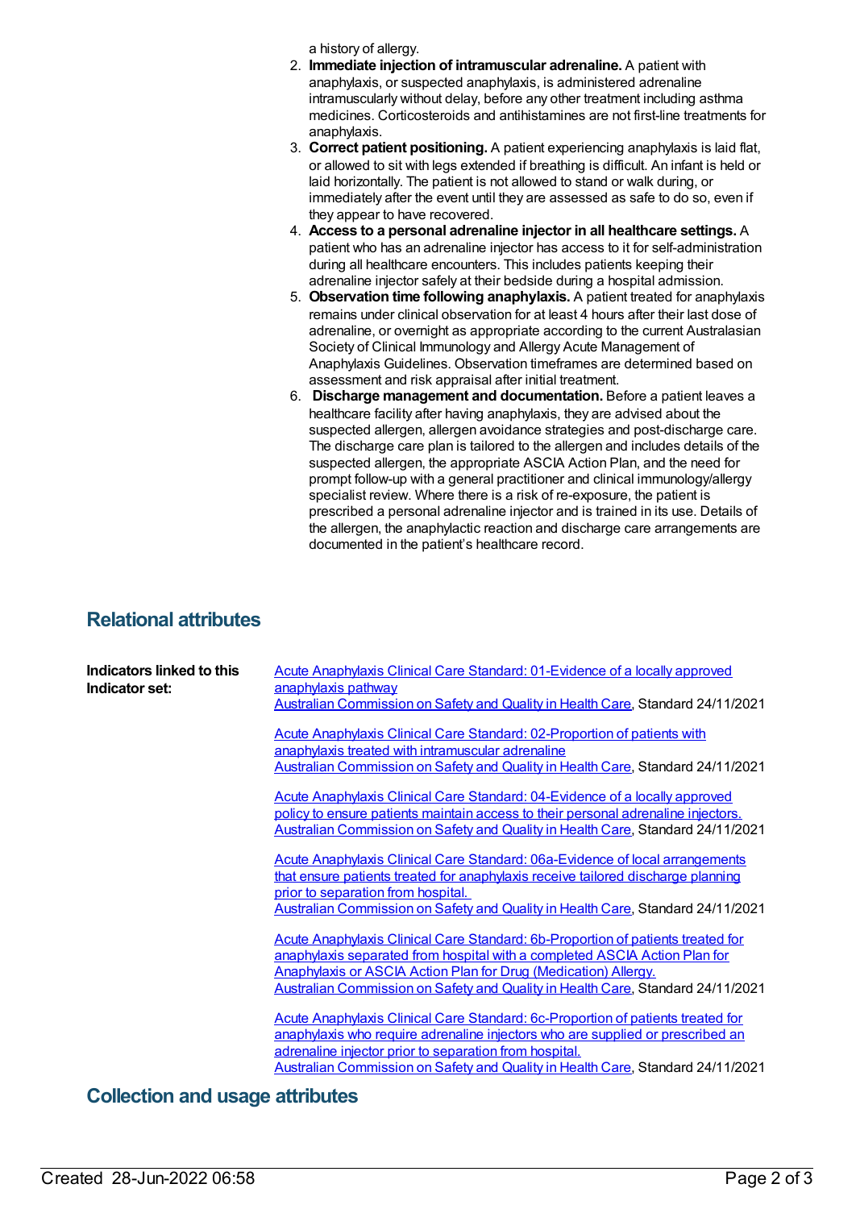a history of allergy.

2. **Immediate injection of intramuscular adrenaline.** A patient with anaphylaxis, or suspected anaphylaxis, is administered adrenaline intramuscularly without delay, before any other treatment including asthma medicines. Corticosteroids and antihistamines are not first-line treatments for anaphylaxis.
3. **Correct patient positioning.** A patient experiencing anaphylaxis is laid flat, or allowed to sit with legs extended if breathing is difficult. An infant is held or laid horizontally. The patient is not allowed to stand or walk during, or immediately after the event until they are assessed as safe to do so, even if they appear to have recovered.
4. **Access to a personal adrenaline injector in all healthcare settings.** A patient who has an adrenaline injector has access to it for self-administration during all healthcare encounters. This includes patients keeping their adrenaline injector safely at their bedside during a hospital admission.
5. **Observation time following anaphylaxis.** A patient treated for anaphylaxis remains under clinical observation for at least 4 hours after their last dose of adrenaline, or overnight as appropriate according to the current Australasian Society of Clinical Immunology and Allergy Acute Management of Anaphylaxis Guidelines. Observation timeframes are determined based on assessment and risk appraisal after initial treatment.
6. **Discharge management and documentation.** Before a patient leaves a healthcare facility after having anaphylaxis, they are advised about the suspected allergen, allergen avoidance strategies and post-discharge care. The discharge care plan is tailored to the allergen and includes details of the suspected allergen, the appropriate ASCIA Action Plan, and the need for prompt follow-up with a general practitioner and clinical immunology/allergy specialist review. Where there is a risk of re-exposure, the patient is prescribed a personal adrenaline injector and is trained in its use. Details of the allergen, the anaphylactic reaction and discharge care arrangements are documented in the patient's healthcare record.

## Relational attributes

**Indicators linked to this Indicator set:**

Acute Anaphylaxis Clinical Care Standard: 01-Evidence of a locally approved anaphylaxis pathway
Australian Commission on Safety and Quality in Health Care, Standard 24/11/2021

Acute Anaphylaxis Clinical Care Standard: 02-Proportion of patients with anaphylaxis treated with intramuscular adrenaline
Australian Commission on Safety and Quality in Health Care, Standard 24/11/2021

Acute Anaphylaxis Clinical Care Standard: 04-Evidence of a locally approved policy to ensure patients maintain access to their personal adrenaline injectors.
Australian Commission on Safety and Quality in Health Care, Standard 24/11/2021

Acute Anaphylaxis Clinical Care Standard: 06a-Evidence of local arrangements that ensure patients treated for anaphylaxis receive tailored discharge planning prior to separation from hospital.
Australian Commission on Safety and Quality in Health Care, Standard 24/11/2021

Acute Anaphylaxis Clinical Care Standard: 6b-Proportion of patients treated for anaphylaxis separated from hospital with a completed ASCIA Action Plan for Anaphylaxis or ASCIA Action Plan for Drug (Medication) Allergy.
Australian Commission on Safety and Quality in Health Care, Standard 24/11/2021

Acute Anaphylaxis Clinical Care Standard: 6c-Proportion of patients treated for anaphylaxis who require adrenaline injectors who are supplied or prescribed an adrenaline injector prior to separation from hospital.
Australian Commission on Safety and Quality in Health Care, Standard 24/11/2021

## Collection and usage attributes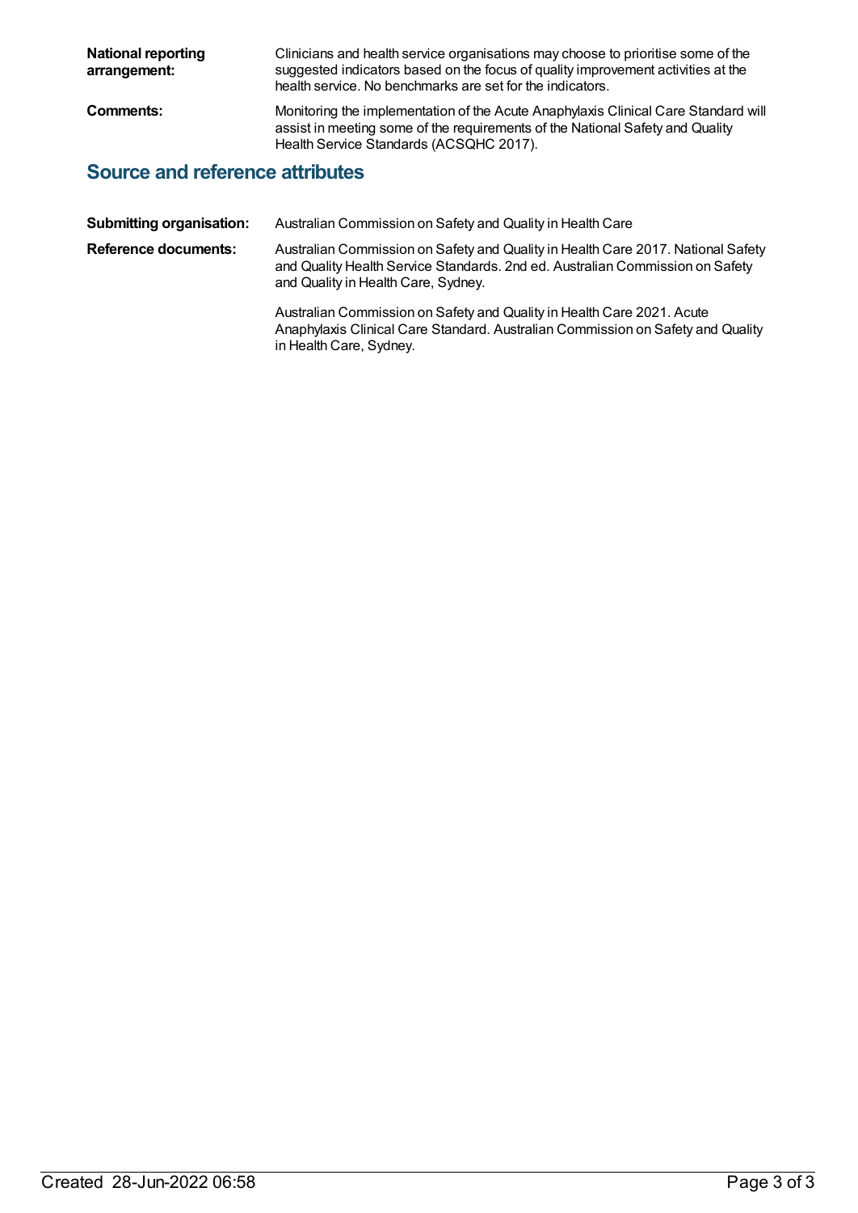**National reporting arrangement:** Clinicians and health service organisations may choose to prioritise some of the suggested indicators based on the focus of quality improvement activities at the health service. No benchmarks are set for the indicators.

**Comments:** Monitoring the implementation of the Acute Anaphylaxis Clinical Care Standard will assist in meeting some of the requirements of the National Safety and Quality Health Service Standards (ACSQHC 2017).

## Source and reference attributes

**Submitting organisation:** Australian Commission on Safety and Quality in Health Care

**Reference documents:** Australian Commission on Safety and Quality in Health Care 2017. National Safety and Quality Health Service Standards. 2nd ed. Australian Commission on Safety and Quality in Health Care, Sydney.

Australian Commission on Safety and Quality in Health Care 2021. Acute Anaphylaxis Clinical Care Standard. Australian Commission on Safety and Quality in Health Care, Sydney.